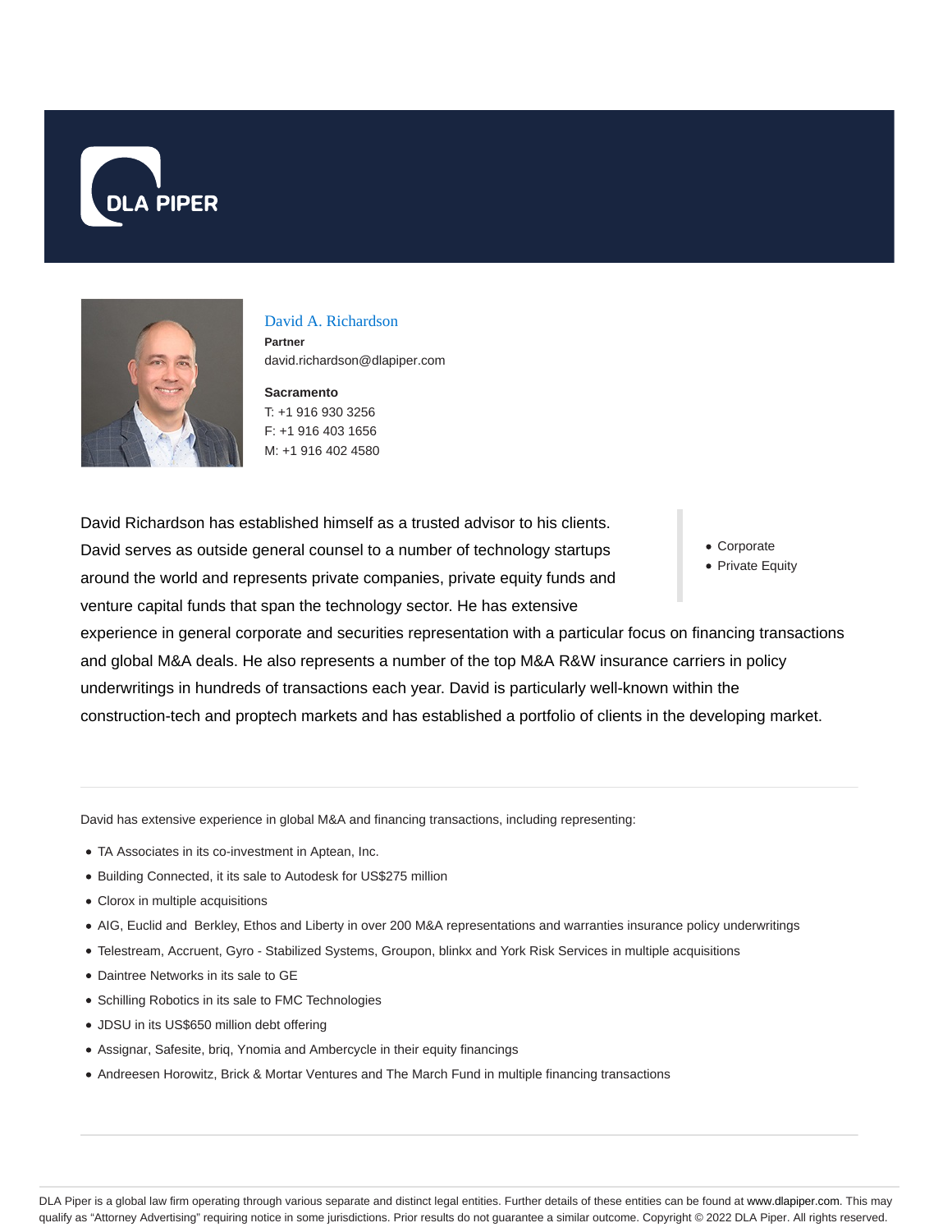DLA PIPER

# David A. Richardson

**Partner**
david.richardson@dlapiper.com

**Sacramento**
T: +1 916 930 3256
F: +1 916 403 1656
M: +1 916 402 4580

- Corporate
- Private Equity

David Richardson has established himself as a trusted advisor to his clients. David serves as outside general counsel to a number of technology startups around the world and represents private companies, private equity funds and venture capital funds that span the technology sector. He has extensive experience in general corporate and securities representation with a particular focus on financing transactions and global M&A deals. He also represents a number of the top M&A R&W insurance carriers in policy underwritings in hundreds of transactions each year. David is particularly well-known within the construction-tech and proptech markets and has established a portfolio of clients in the developing market.

David has extensive experience in global M&A and financing transactions, including representing:

- TA Associates in its co-investment in Aptean, Inc.
- Building Connected, it its sale to Autodesk for US$275 million
- Clorox in multiple acquisitions
- AIG, Euclid and Berkley, Ethos and Liberty in over 200 M&A representations and warranties insurance policy underwritings
- Telestream, Accruent, Gyro - Stabilized Systems, Groupon, blinkx and York Risk Services in multiple acquisitions
- Daintree Networks in its sale to GE
- Schilling Robotics in its sale to FMC Technologies
- JDSU in its US$650 million debt offering
- Assignar, Safesite, briq, Ynomia and Ambercycle in their equity financings
- Andreesen Horowitz, Brick & Mortar Ventures and The March Fund in multiple financing transactions

DLA Piper is a global law firm operating through various separate and distinct legal entities. Further details of these entities can be found at www.dlapiper.com. This may qualify as "Attorney Advertising" requiring notice in some jurisdictions. Prior results do not guarantee a similar outcome. Copyright © 2022 DLA Piper. All rights reserved.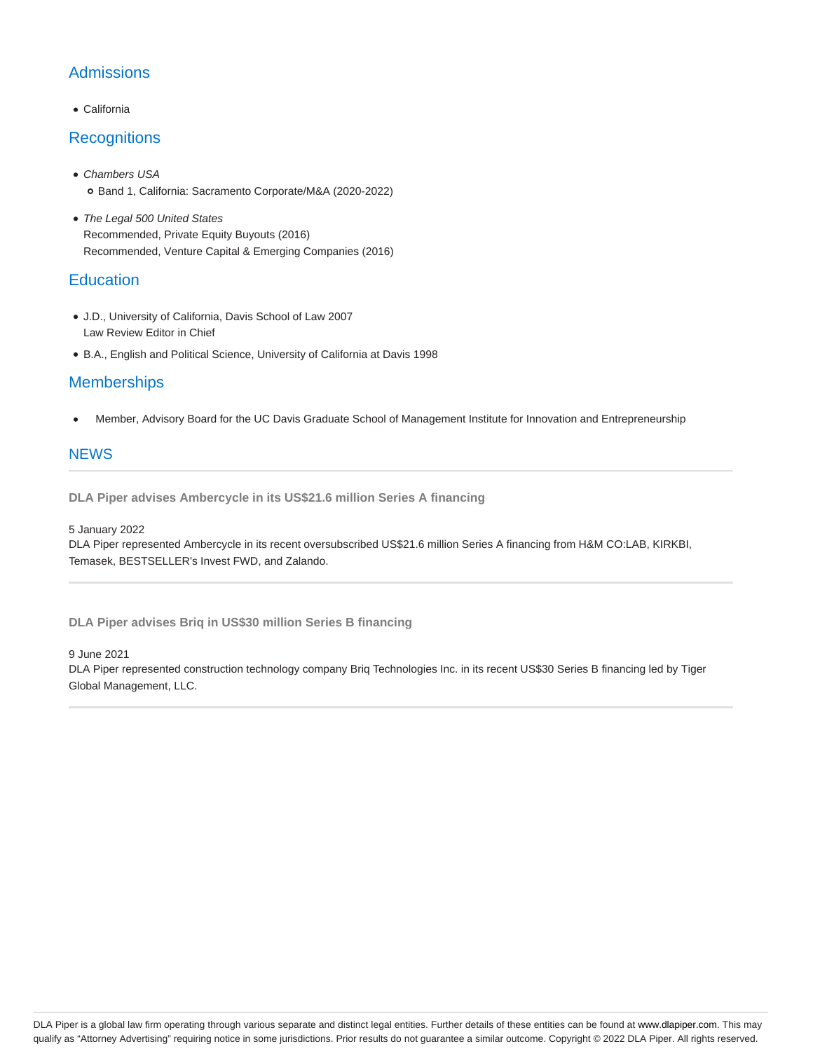## Admissions

- California

## Recognitions

- *Chambers USA*
  - Band 1, California: Sacramento Corporate/M&A (2020-2022)
- *The Legal 500 United States*
  Recommended, Private Equity Buyouts (2016)
  Recommended, Venture Capital & Emerging Companies (2016)

## Education

- J.D., University of California, Davis School of Law 2007
  Law Review Editor in Chief
- B.A., English and Political Science, University of California at Davis 1998

## Memberships

- Member, Advisory Board for the UC Davis Graduate School of Management Institute for Innovation and Entrepreneurship

## NEWS

---

**DLA Piper advises Ambercycle in its US$21.6 million Series A financing**

5 January 2022
DLA Piper represented Ambercycle in its recent oversubscribed US$21.6 million Series A financing from H&M CO:LAB, KIRKBI, Temasek, BESTSELLER's Invest FWD, and Zalando.

---

**DLA Piper advises Briq in US$30 million Series B financing**

9 June 2021
DLA Piper represented construction technology company Briq Technologies Inc. in its recent US$30 Series B financing led by Tiger Global Management, LLC.

---

DLA Piper is a global law firm operating through various separate and distinct legal entities. Further details of these entities can be found at www.dlapiper.com. This may qualify as "Attorney Advertising" requiring notice in some jurisdictions. Prior results do not guarantee a similar outcome. Copyright © 2022 DLA Piper. All rights reserved.